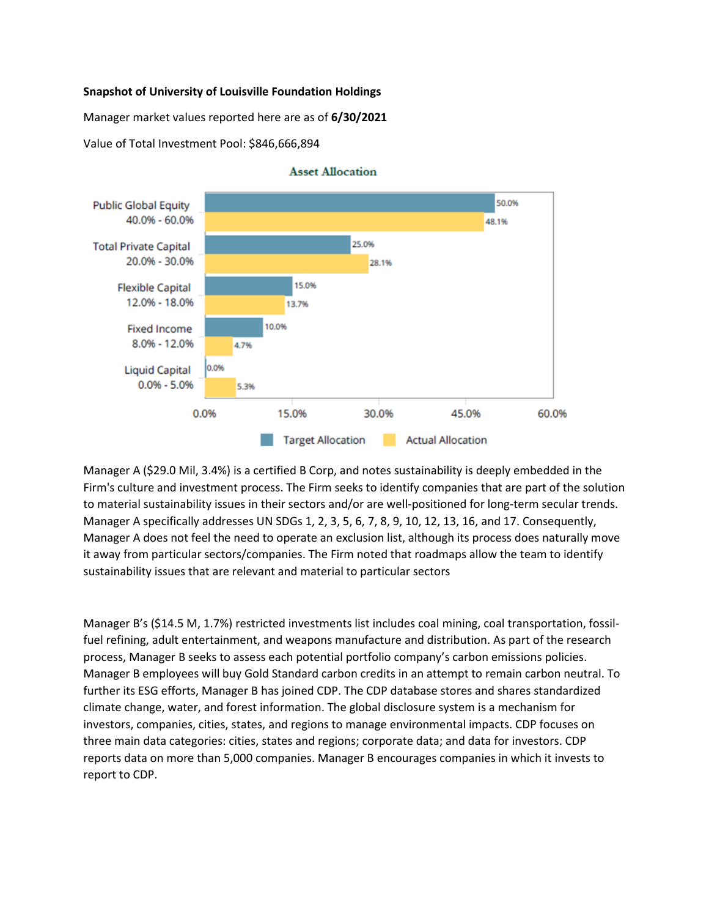**Snapshot of University of Louisville Foundation Holdings**

Manager market values reported here are as of **6/30/2021**

Value of Total Investment Pool: $846,666,894

**Asset Allocation**

| Asset Class | Range | Target Allocation | Actual Allocation |
|---|---|---|---|
| Public Global Equity | 40.0% - 60.0% | 50.0% | 48.1% |
| Total Private Capital | 20.0% - 30.0% | 25.0% | 28.1% |
| Flexible Capital | 12.0% - 18.0% | 15.0% | 13.7% |
| Fixed Income | 8.0% - 12.0% | 10.0% | 4.7% |
| Liquid Capital | 0.0% - 5.0% | 0.0% | 5.3% |

Manager A ($29.0 Mil, 3.4%) is a certified B Corp, and notes sustainability is deeply embedded in the Firm's culture and investment process. The Firm seeks to identify companies that are part of the solution to material sustainability issues in their sectors and/or are well-positioned for long-term secular trends. Manager A specifically addresses UN SDGs 1, 2, 3, 5, 6, 7, 8, 9, 10, 12, 13, 16, and 17. Consequently, Manager A does not feel the need to operate an exclusion list, although its process does naturally move it away from particular sectors/companies. The Firm noted that roadmaps allow the team to identify sustainability issues that are relevant and material to particular sectors

Manager B's ($14.5 M, 1.7%) restricted investments list includes coal mining, coal transportation, fossil-fuel refining, adult entertainment, and weapons manufacture and distribution. As part of the research process, Manager B seeks to assess each potential portfolio company's carbon emissions policies. Manager B employees will buy Gold Standard carbon credits in an attempt to remain carbon neutral. To further its ESG efforts, Manager B has joined CDP. The CDP database stores and shares standardized climate change, water, and forest information. The global disclosure system is a mechanism for investors, companies, cities, states, and regions to manage environmental impacts. CDP focuses on three main data categories: cities, states and regions; corporate data; and data for investors. CDP reports data on more than 5,000 companies. Manager B encourages companies in which it invests to report to CDP.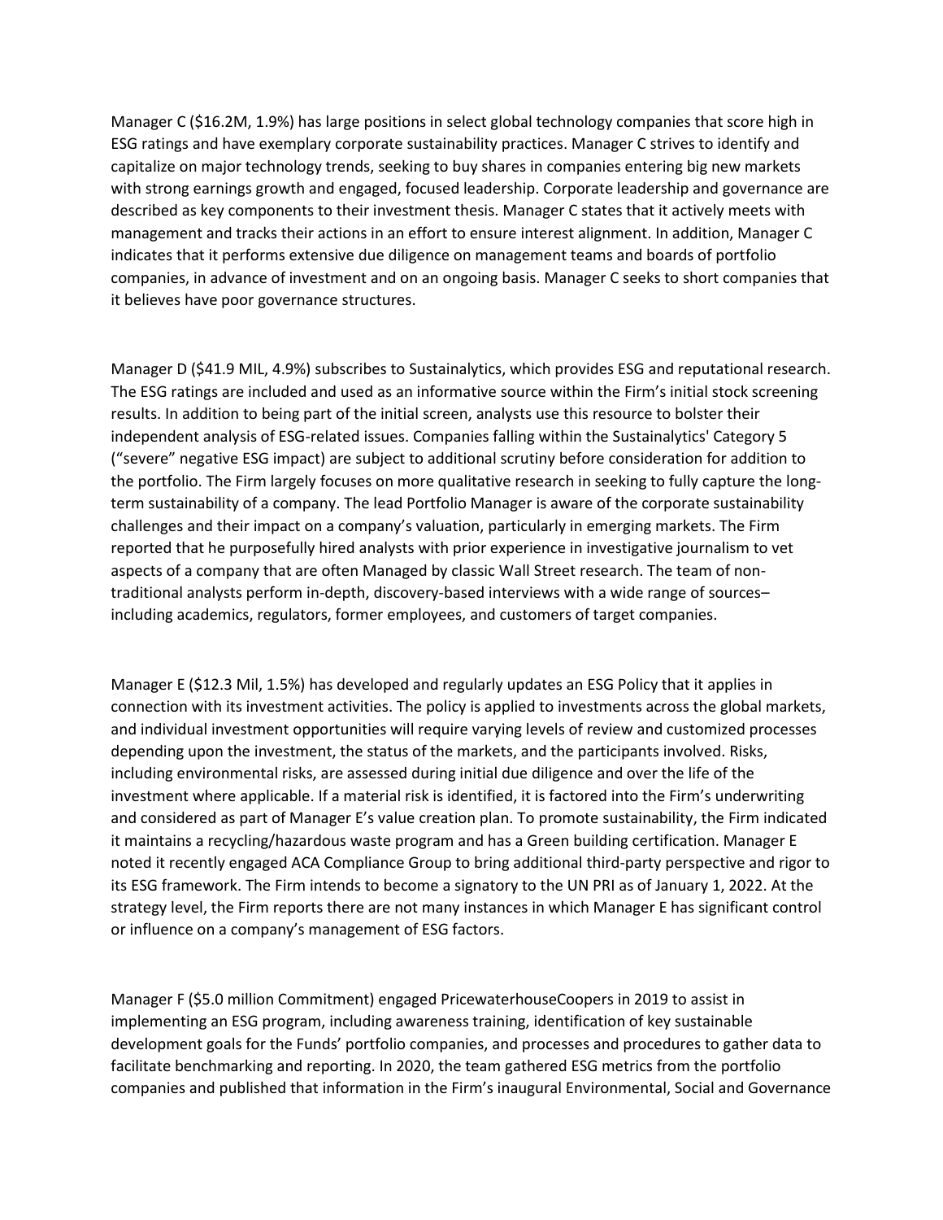Manager C ($16.2M, 1.9%) has large positions in select global technology companies that score high in ESG ratings and have exemplary corporate sustainability practices. Manager C strives to identify and capitalize on major technology trends, seeking to buy shares in companies entering big new markets with strong earnings growth and engaged, focused leadership. Corporate leadership and governance are described as key components to their investment thesis. Manager C states that it actively meets with management and tracks their actions in an effort to ensure interest alignment. In addition, Manager C indicates that it performs extensive due diligence on management teams and boards of portfolio companies, in advance of investment and on an ongoing basis. Manager C seeks to short companies that it believes have poor governance structures.

Manager D ($41.9 MIL, 4.9%) subscribes to Sustainalytics, which provides ESG and reputational research. The ESG ratings are included and used as an informative source within the Firm's initial stock screening results. In addition to being part of the initial screen, analysts use this resource to bolster their independent analysis of ESG-related issues. Companies falling within the Sustainalytics' Category 5 ("severe" negative ESG impact) are subject to additional scrutiny before consideration for addition to the portfolio. The Firm largely focuses on more qualitative research in seeking to fully capture the long-term sustainability of a company. The lead Portfolio Manager is aware of the corporate sustainability challenges and their impact on a company's valuation, particularly in emerging markets. The Firm reported that he purposefully hired analysts with prior experience in investigative journalism to vet aspects of a company that are often Managed by classic Wall Street research. The team of non-traditional analysts perform in-depth, discovery-based interviews with a wide range of sources– including academics, regulators, former employees, and customers of target companies.

Manager E ($12.3 Mil, 1.5%) has developed and regularly updates an ESG Policy that it applies in connection with its investment activities. The policy is applied to investments across the global markets, and individual investment opportunities will require varying levels of review and customized processes depending upon the investment, the status of the markets, and the participants involved. Risks, including environmental risks, are assessed during initial due diligence and over the life of the investment where applicable. If a material risk is identified, it is factored into the Firm's underwriting and considered as part of Manager E's value creation plan. To promote sustainability, the Firm indicated it maintains a recycling/hazardous waste program and has a Green building certification. Manager E noted it recently engaged ACA Compliance Group to bring additional third-party perspective and rigor to its ESG framework. The Firm intends to become a signatory to the UN PRI as of January 1, 2022. At the strategy level, the Firm reports there are not many instances in which Manager E has significant control or influence on a company's management of ESG factors.

Manager F ($5.0 million Commitment) engaged PricewaterhouseCoopers in 2019 to assist in implementing an ESG program, including awareness training, identification of key sustainable development goals for the Funds' portfolio companies, and processes and procedures to gather data to facilitate benchmarking and reporting. In 2020, the team gathered ESG metrics from the portfolio companies and published that information in the Firm's inaugural Environmental, Social and Governance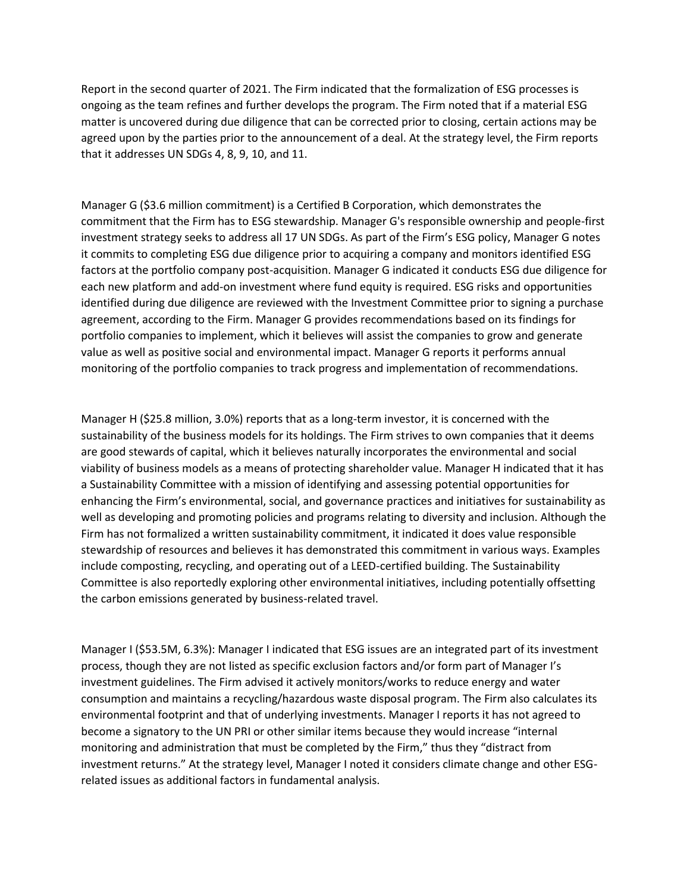Report in the second quarter of 2021. The Firm indicated that the formalization of ESG processes is ongoing as the team refines and further develops the program. The Firm noted that if a material ESG matter is uncovered during due diligence that can be corrected prior to closing, certain actions may be agreed upon by the parties prior to the announcement of a deal. At the strategy level, the Firm reports that it addresses UN SDGs 4, 8, 9, 10, and 11.

Manager G ($3.6 million commitment) is a Certified B Corporation, which demonstrates the commitment that the Firm has to ESG stewardship. Manager G's responsible ownership and people-first investment strategy seeks to address all 17 UN SDGs. As part of the Firm's ESG policy, Manager G notes it commits to completing ESG due diligence prior to acquiring a company and monitors identified ESG factors at the portfolio company post-acquisition. Manager G indicated it conducts ESG due diligence for each new platform and add-on investment where fund equity is required. ESG risks and opportunities identified during due diligence are reviewed with the Investment Committee prior to signing a purchase agreement, according to the Firm. Manager G provides recommendations based on its findings for portfolio companies to implement, which it believes will assist the companies to grow and generate value as well as positive social and environmental impact. Manager G reports it performs annual monitoring of the portfolio companies to track progress and implementation of recommendations.

Manager H ($25.8 million, 3.0%) reports that as a long-term investor, it is concerned with the sustainability of the business models for its holdings. The Firm strives to own companies that it deems are good stewards of capital, which it believes naturally incorporates the environmental and social viability of business models as a means of protecting shareholder value. Manager H indicated that it has a Sustainability Committee with a mission of identifying and assessing potential opportunities for enhancing the Firm's environmental, social, and governance practices and initiatives for sustainability as well as developing and promoting policies and programs relating to diversity and inclusion. Although the Firm has not formalized a written sustainability commitment, it indicated it does value responsible stewardship of resources and believes it has demonstrated this commitment in various ways. Examples include composting, recycling, and operating out of a LEED-certified building. The Sustainability Committee is also reportedly exploring other environmental initiatives, including potentially offsetting the carbon emissions generated by business-related travel.

Manager I ($53.5M, 6.3%): Manager I indicated that ESG issues are an integrated part of its investment process, though they are not listed as specific exclusion factors and/or form part of Manager I's investment guidelines. The Firm advised it actively monitors/works to reduce energy and water consumption and maintains a recycling/hazardous waste disposal program. The Firm also calculates its environmental footprint and that of underlying investments. Manager I reports it has not agreed to become a signatory to the UN PRI or other similar items because they would increase "internal monitoring and administration that must be completed by the Firm," thus they "distract from investment returns." At the strategy level, Manager I noted it considers climate change and other ESG-related issues as additional factors in fundamental analysis.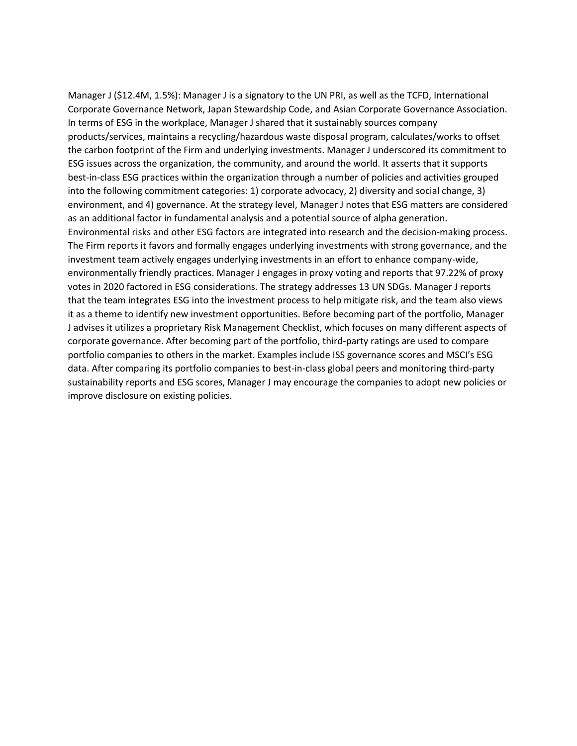Manager J ($12.4M, 1.5%): Manager J is a signatory to the UN PRI, as well as the TCFD, International Corporate Governance Network, Japan Stewardship Code, and Asian Corporate Governance Association. In terms of ESG in the workplace, Manager J shared that it sustainably sources company products/services, maintains a recycling/hazardous waste disposal program, calculates/works to offset the carbon footprint of the Firm and underlying investments. Manager J underscored its commitment to ESG issues across the organization, the community, and around the world. It asserts that it supports best-in-class ESG practices within the organization through a number of policies and activities grouped into the following commitment categories: 1) corporate advocacy, 2) diversity and social change, 3) environment, and 4) governance. At the strategy level, Manager J notes that ESG matters are considered as an additional factor in fundamental analysis and a potential source of alpha generation. Environmental risks and other ESG factors are integrated into research and the decision-making process. The Firm reports it favors and formally engages underlying investments with strong governance, and the investment team actively engages underlying investments in an effort to enhance company-wide, environmentally friendly practices. Manager J engages in proxy voting and reports that 97.22% of proxy votes in 2020 factored in ESG considerations. The strategy addresses 13 UN SDGs. Manager J reports that the team integrates ESG into the investment process to help mitigate risk, and the team also views it as a theme to identify new investment opportunities. Before becoming part of the portfolio, Manager J advises it utilizes a proprietary Risk Management Checklist, which focuses on many different aspects of corporate governance. After becoming part of the portfolio, third-party ratings are used to compare portfolio companies to others in the market. Examples include ISS governance scores and MSCI's ESG data. After comparing its portfolio companies to best-in-class global peers and monitoring third-party sustainability reports and ESG scores, Manager J may encourage the companies to adopt new policies or improve disclosure on existing policies.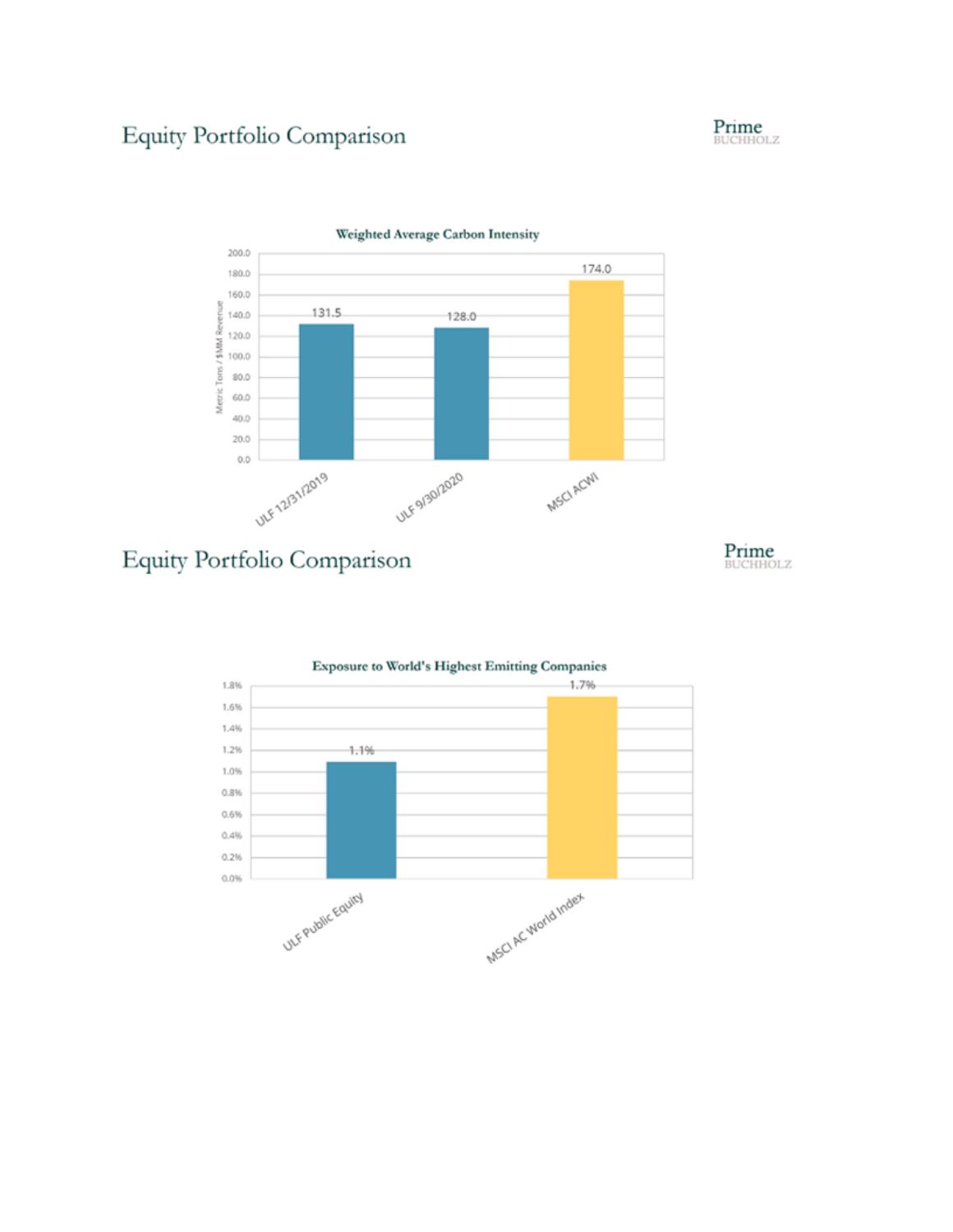## Equity Portfolio Comparison

**Weighted Average Carbon Intensity**

(Metric Tons / $MM Revenue)

| Portfolio | Weighted Average Carbon Intensity |
| --- | --- |
| ULF 12/31/2019 | 131.5 |
| ULF 9/30/2020 | 128.0 |
| MSCI ACWI | 174.0 |

## Equity Portfolio Comparison

**Exposure to World's Highest Emitting Companies**

| Portfolio | Exposure |
| --- | --- |
| ULF Public Equity | 1.1% |
| MSCI AC World Index | 1.7% |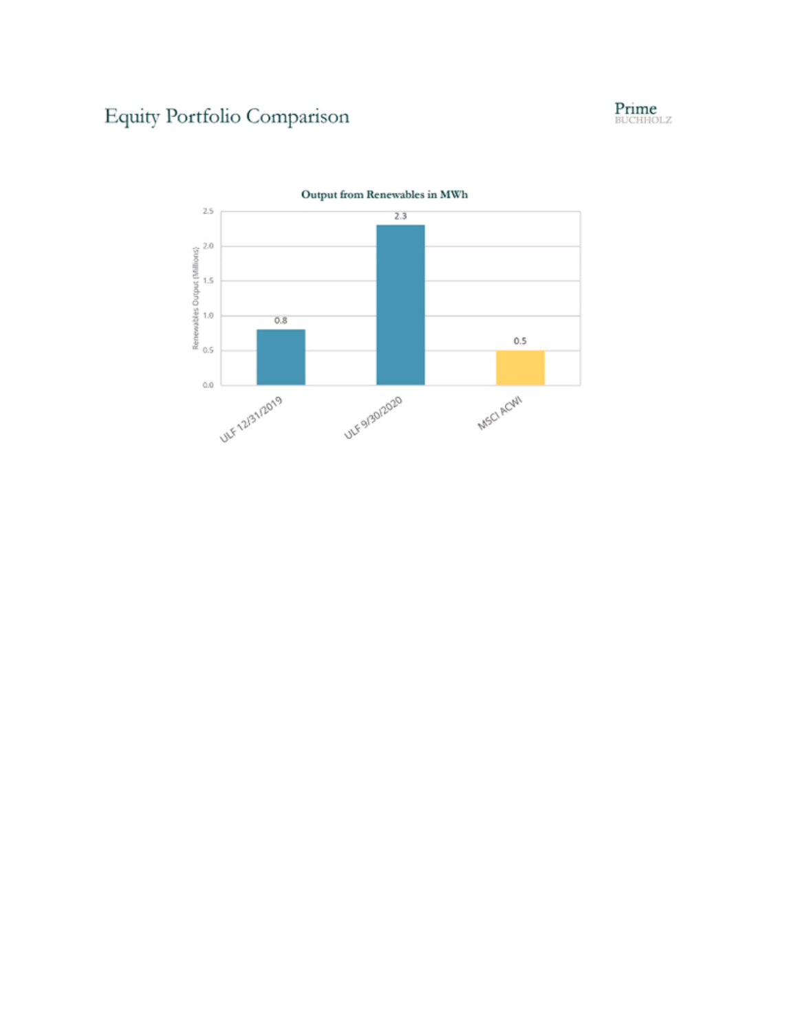# Equity Portfolio Comparison

Prime
BUCHHOLZ

Output from Renewables in MWh

Renewables Output (Millions)

2.5
2.0
1.5
1.0
0.5
0.0

0.8
2.3
0.5

ULF 12/31/2019
ULF 9/30/2020
MSCI ACWI